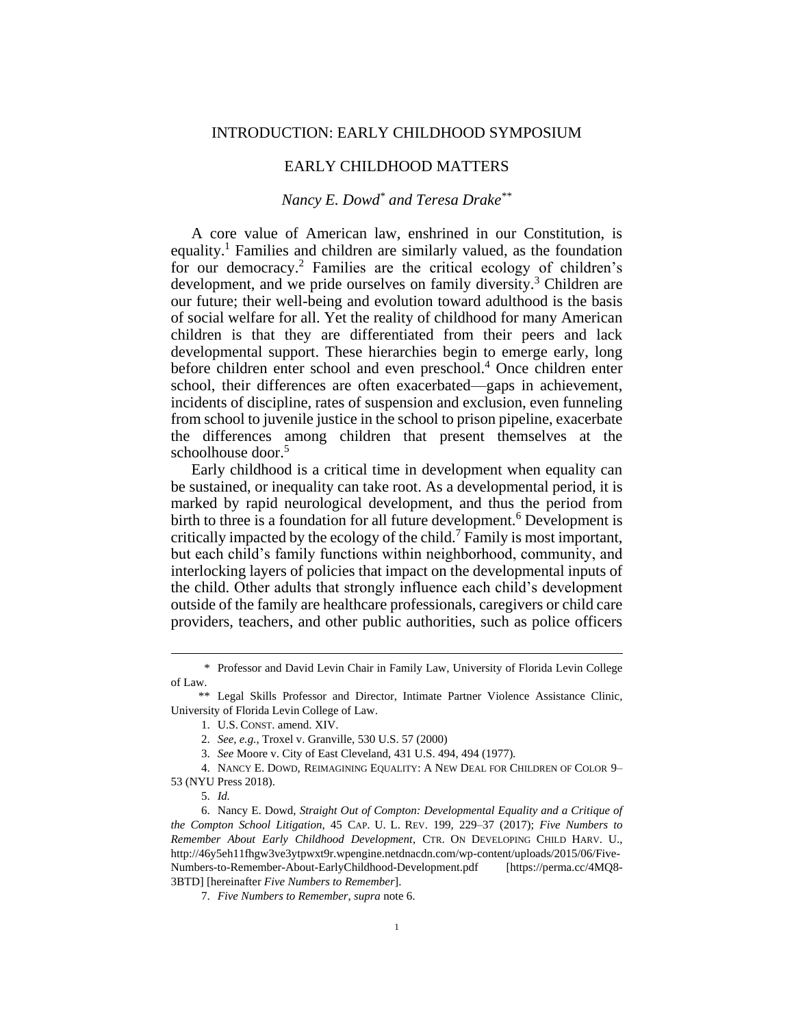# INTRODUCTION: EARLY CHILDHOOD SYMPOSIUM

## EARLY CHILDHOOD MATTERS

*Nancy E. Dowd\* and Teresa Drake\*\**

A core value of American law, enshrined in our Constitution, is equality.[1] Families and children are similarly valued, as the foundation for our democracy.[2] Families are the critical ecology of children's development, and we pride ourselves on family diversity.[3] Children are our future; their well-being and evolution toward adulthood is the basis of social welfare for all. Yet the reality of childhood for many American children is that they are differentiated from their peers and lack developmental support. These hierarchies begin to emerge early, long before children enter school and even preschool.[4] Once children enter school, their differences are often exacerbated—gaps in achievement, incidents of discipline, rates of suspension and exclusion, even funneling from school to juvenile justice in the school to prison pipeline, exacerbate the differences among children that present themselves at the schoolhouse door.[5]

Early childhood is a critical time in development when equality can be sustained, or inequality can take root. As a developmental period, it is marked by rapid neurological development, and thus the period from birth to three is a foundation for all future development.[6] Development is critically impacted by the ecology of the child.[7] Family is most important, but each child's family functions within neighborhood, community, and interlocking layers of policies that impact on the developmental inputs of the child. Other adults that strongly influence each child's development outside of the family are healthcare professionals, caregivers or child care providers, teachers, and other public authorities, such as police officers

---

\* Professor and David Levin Chair in Family Law, University of Florida Levin College of Law.

\*\* Legal Skills Professor and Director, Intimate Partner Violence Assistance Clinic, University of Florida Levin College of Law.

1. U.S. CONST. amend. XIV.

2. *See, e.g.*, Troxel v. Granville, 530 U.S. 57 (2000)

3. *See* Moore v. City of East Cleveland, 431 U.S. 494, 494 (1977).

4. NANCY E. DOWD, REIMAGINING EQUALITY: A NEW DEAL FOR CHILDREN OF COLOR 9–53 (NYU Press 2018).

5. *Id.*

6. Nancy E. Dowd, *Straight Out of Compton: Developmental Equality and a Critique of the Compton School Litigation*, 45 CAP. U. L. REV. 199, 229–37 (2017); *Five Numbers to Remember About Early Childhood Development*, CTR. ON DEVELOPING CHILD HARV. U., http://46y5eh11fhgw3ve3ytpwxt9r.wpengine.netdnacdn.com/wp-content/uploads/2015/06/Five-Numbers-to-Remember-About-EarlyChildhood-Development.pdf [https://perma.cc/4MQ8-3BTD] [hereinafter *Five Numbers to Remember*].

7. *Five Numbers to Remember*, *supra* note 6.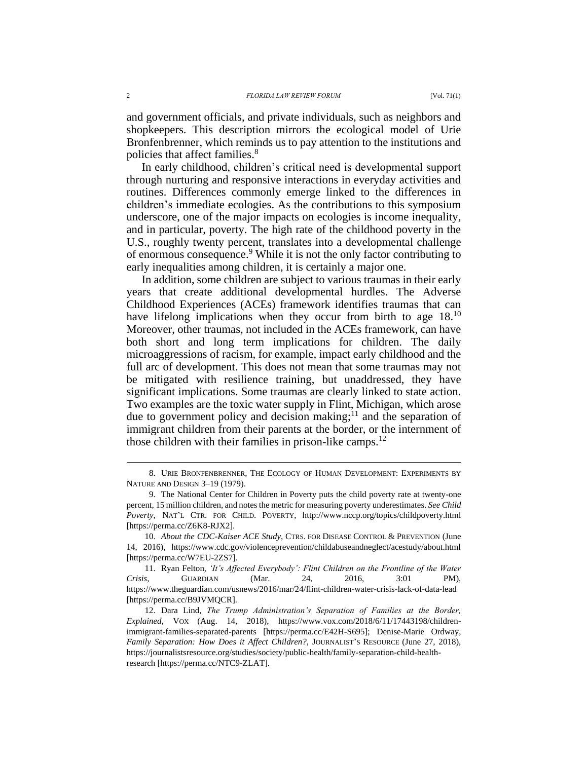and government officials, and private individuals, such as neighbors and shopkeepers. This description mirrors the ecological model of Urie Bronfenbrenner, which reminds us to pay attention to the institutions and policies that affect families.[8]

In early childhood, children's critical need is developmental support through nurturing and responsive interactions in everyday activities and routines. Differences commonly emerge linked to the differences in children's immediate ecologies. As the contributions to this symposium underscore, one of the major impacts on ecologies is income inequality, and in particular, poverty. The high rate of the childhood poverty in the U.S., roughly twenty percent, translates into a developmental challenge of enormous consequence.[9] While it is not the only factor contributing to early inequalities among children, it is certainly a major one.

In addition, some children are subject to various traumas in their early years that create additional developmental hurdles. The Adverse Childhood Experiences (ACEs) framework identifies traumas that can have lifelong implications when they occur from birth to age 18.[10] Moreover, other traumas, not included in the ACEs framework, can have both short and long term implications for children. The daily microaggressions of racism, for example, impact early childhood and the full arc of development. This does not mean that some traumas may not be mitigated with resilience training, but unaddressed, they have significant implications. Some traumas are clearly linked to state action. Two examples are the toxic water supply in Flint, Michigan, which arose due to government policy and decision making;[11] and the separation of immigrant children from their parents at the border, or the internment of those children with their families in prison-like camps.[12]

---

8. URIE BRONFENBRENNER, THE ECOLOGY OF HUMAN DEVELOPMENT: EXPERIMENTS BY NATURE AND DESIGN 3–19 (1979).

9. The National Center for Children in Poverty puts the child poverty rate at twenty-one percent, 15 million children, and notes the metric for measuring poverty underestimates. *See Child Poverty*, NAT'L CTR. FOR CHILD. POVERTY, http://www.nccp.org/topics/childpoverty.html [https://perma.cc/Z6K8-RJX2].

10. *About the CDC-Kaiser ACE Study*, CTRS. FOR DISEASE CONTROL & PREVENTION (June 14, 2016), https://www.cdc.gov/violenceprevention/childabuseandneglect/acestudy/about.html [https://perma.cc/W7EU-2ZS7].

11. Ryan Felton, *'It's Affected Everybody': Flint Children on the Frontline of the Water Crisis*, GUARDIAN (Mar. 24, 2016, 3:01 PM), https://www.theguardian.com/usnews/2016/mar/24/flint-children-water-crisis-lack-of-data-lead [https://perma.cc/B9JVMQCR].

12. Dara Lind, *The Trump Administration's Separation of Families at the Border, Explained*, VOX (Aug. 14, 2018), https://www.vox.com/2018/6/11/17443198/children-immigrant-families-separated-parents [https://perma.cc/E42H-S695]; Denise-Marie Ordway, *Family Separation: How Does it Affect Children?*, JOURNALIST'S RESOURCE (June 27, 2018), https://journalistsresource.org/studies/society/public-health/family-separation-child-health-research [https://perma.cc/NTC9-ZLAT].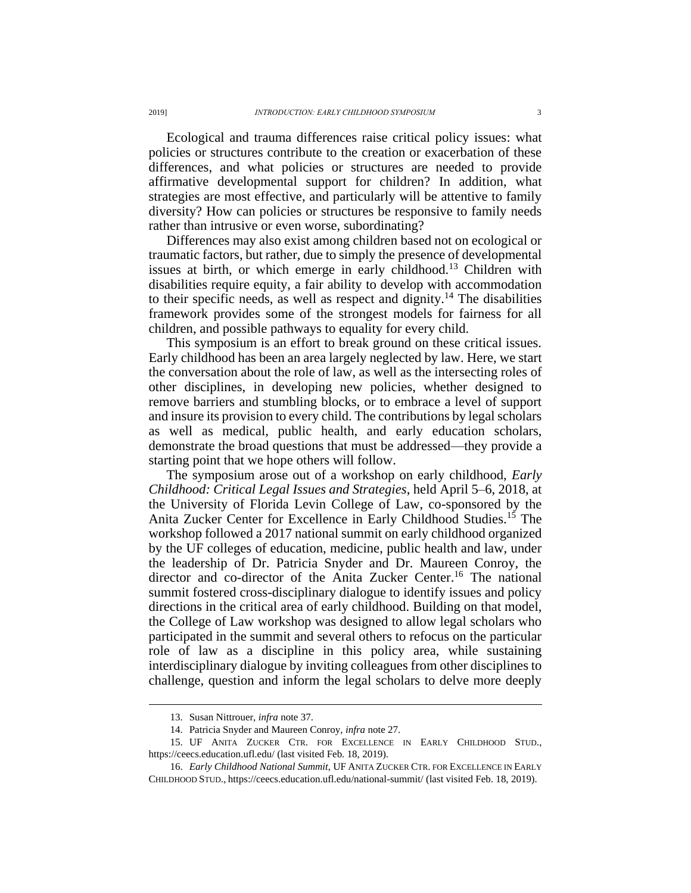Ecological and trauma differences raise critical policy issues: what policies or structures contribute to the creation or exacerbation of these differences, and what policies or structures are needed to provide affirmative developmental support for children? In addition, what strategies are most effective, and particularly will be attentive to family diversity? How can policies or structures be responsive to family needs rather than intrusive or even worse, subordinating?

Differences may also exist among children based not on ecological or traumatic factors, but rather, due to simply the presence of developmental issues at birth, or which emerge in early childhood.[13] Children with disabilities require equity, a fair ability to develop with accommodation to their specific needs, as well as respect and dignity.[14] The disabilities framework provides some of the strongest models for fairness for all children, and possible pathways to equality for every child.

This symposium is an effort to break ground on these critical issues. Early childhood has been an area largely neglected by law. Here, we start the conversation about the role of law, as well as the intersecting roles of other disciplines, in developing new policies, whether designed to remove barriers and stumbling blocks, or to embrace a level of support and insure its provision to every child. The contributions by legal scholars as well as medical, public health, and early education scholars, demonstrate the broad questions that must be addressed—they provide a starting point that we hope others will follow.

The symposium arose out of a workshop on early childhood, *Early Childhood: Critical Legal Issues and Strategies*, held April 5–6, 2018, at the University of Florida Levin College of Law, co-sponsored by the Anita Zucker Center for Excellence in Early Childhood Studies.[15] The workshop followed a 2017 national summit on early childhood organized by the UF colleges of education, medicine, public health and law, under the leadership of Dr. Patricia Snyder and Dr. Maureen Conroy, the director and co-director of the Anita Zucker Center.[16] The national summit fostered cross-disciplinary dialogue to identify issues and policy directions in the critical area of early childhood. Building on that model, the College of Law workshop was designed to allow legal scholars who participated in the summit and several others to refocus on the particular role of law as a discipline in this policy area, while sustaining interdisciplinary dialogue by inviting colleagues from other disciplines to challenge, question and inform the legal scholars to delve more deeply

---

13. Susan Nittrouer, *infra* note 37.

14. Patricia Snyder and Maureen Conroy, *infra* note 27.

15. UF ANITA ZUCKER CTR. FOR EXCELLENCE IN EARLY CHILDHOOD STUD., https://ceecs.education.ufl.edu/ (last visited Feb. 18, 2019).

16. *Early Childhood National Summit*, UF ANITA ZUCKER CTR. FOR EXCELLENCE IN EARLY CHILDHOOD STUD., https://ceecs.education.ufl.edu/national-summit/ (last visited Feb. 18, 2019).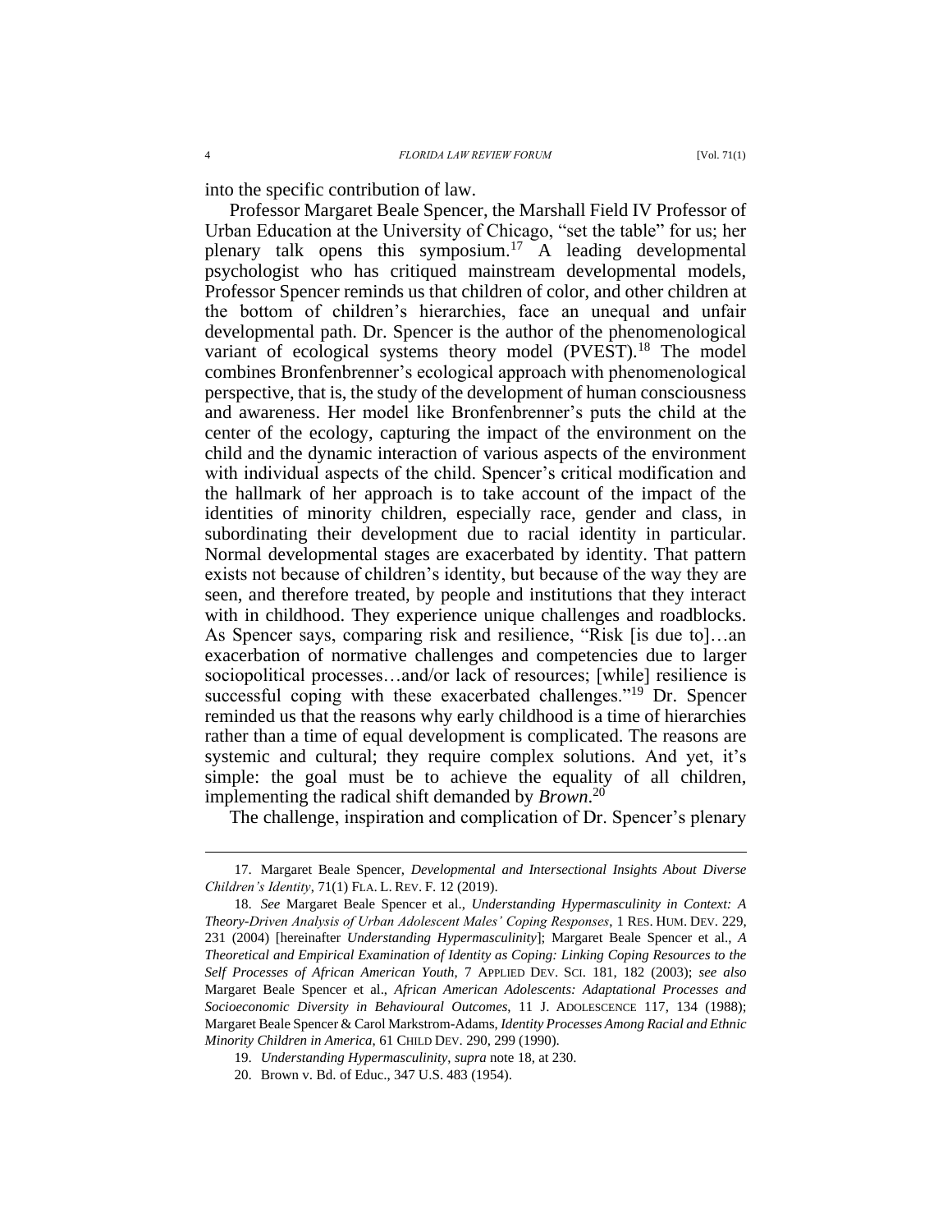into the specific contribution of law.

Professor Margaret Beale Spencer, the Marshall Field IV Professor of Urban Education at the University of Chicago, "set the table" for us; her plenary talk opens this symposium.[17] A leading developmental psychologist who has critiqued mainstream developmental models, Professor Spencer reminds us that children of color, and other children at the bottom of children's hierarchies, face an unequal and unfair developmental path. Dr. Spencer is the author of the phenomenological variant of ecological systems theory model (PVEST).[18] The model combines Bronfenbrenner's ecological approach with phenomenological perspective, that is, the study of the development of human consciousness and awareness. Her model like Bronfenbrenner's puts the child at the center of the ecology, capturing the impact of the environment on the child and the dynamic interaction of various aspects of the environment with individual aspects of the child. Spencer's critical modification and the hallmark of her approach is to take account of the impact of the identities of minority children, especially race, gender and class, in subordinating their development due to racial identity in particular. Normal developmental stages are exacerbated by identity. That pattern exists not because of children's identity, but because of the way they are seen, and therefore treated, by people and institutions that they interact with in childhood. They experience unique challenges and roadblocks. As Spencer says, comparing risk and resilience, "Risk [is due to]…an exacerbation of normative challenges and competencies due to larger sociopolitical processes…and/or lack of resources; [while] resilience is successful coping with these exacerbated challenges."[19] Dr. Spencer reminded us that the reasons why early childhood is a time of hierarchies rather than a time of equal development is complicated. The reasons are systemic and cultural; they require complex solutions. And yet, it's simple: the goal must be to achieve the equality of all children, implementing the radical shift demanded by ***Brown***.[20]

The challenge, inspiration and complication of Dr. Spencer's plenary

---

17. Margaret Beale Spencer, *Developmental and Intersectional Insights About Diverse Children's Identity*, 71(1) FLA. L. REV. F. 12 (2019).

18. *See* Margaret Beale Spencer et al., *Understanding Hypermasculinity in Context: A Theory-Driven Analysis of Urban Adolescent Males' Coping Responses*, 1 RES. HUM. DEV. 229, 231 (2004) [hereinafter *Understanding Hypermasculinity*]; Margaret Beale Spencer et al., *A Theoretical and Empirical Examination of Identity as Coping: Linking Coping Resources to the Self Processes of African American Youth*, 7 APPLIED DEV. SCI. 181, 182 (2003); *see also* Margaret Beale Spencer et al., *African American Adolescents: Adaptational Processes and Socioeconomic Diversity in Behavioural Outcomes*, 11 J. ADOLESCENCE 117, 134 (1988); Margaret Beale Spencer & Carol Markstrom-Adams, *Identity Processes Among Racial and Ethnic Minority Children in America*, 61 CHILD DEV. 290, 299 (1990).

19. *Understanding Hypermasculinity*, *supra* note 18, at 230.

20. Brown v. Bd. of Educ., 347 U.S. 483 (1954).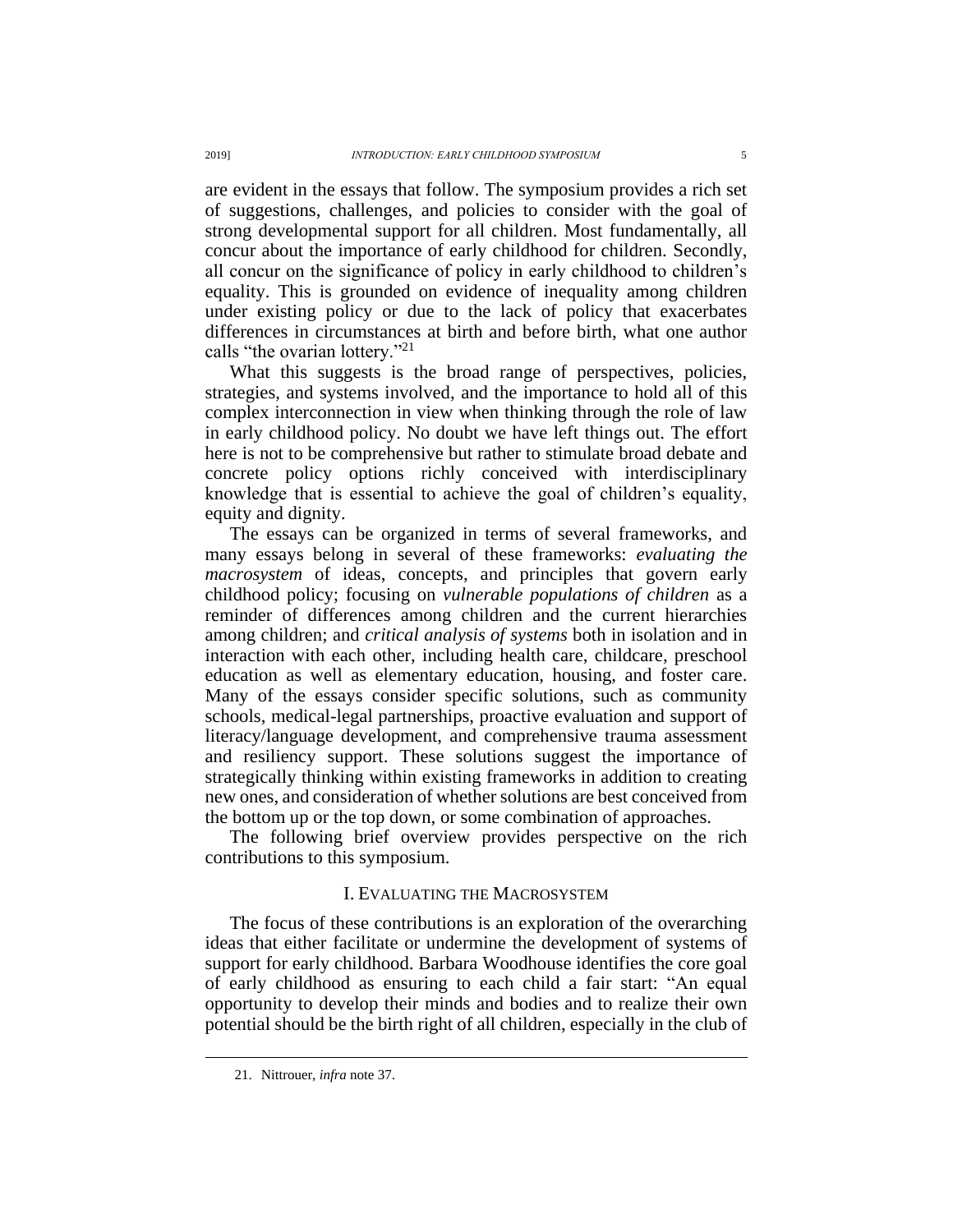are evident in the essays that follow. The symposium provides a rich set of suggestions, challenges, and policies to consider with the goal of strong developmental support for all children. Most fundamentally, all concur about the importance of early childhood for children. Secondly, all concur on the significance of policy in early childhood to children's equality. This is grounded on evidence of inequality among children under existing policy or due to the lack of policy that exacerbates differences in circumstances at birth and before birth, what one author calls "the ovarian lottery."[21]

What this suggests is the broad range of perspectives, policies, strategies, and systems involved, and the importance to hold all of this complex interconnection in view when thinking through the role of law in early childhood policy. No doubt we have left things out. The effort here is not to be comprehensive but rather to stimulate broad debate and concrete policy options richly conceived with interdisciplinary knowledge that is essential to achieve the goal of children's equality, equity and dignity.

The essays can be organized in terms of several frameworks, and many essays belong in several of these frameworks: *evaluating the macrosystem* of ideas, concepts, and principles that govern early childhood policy; focusing on *vulnerable populations of children* as a reminder of differences among children and the current hierarchies among children; and *critical analysis of systems* both in isolation and in interaction with each other, including health care, childcare, preschool education as well as elementary education, housing, and foster care. Many of the essays consider specific solutions, such as community schools, medical-legal partnerships, proactive evaluation and support of literacy/language development, and comprehensive trauma assessment and resiliency support. These solutions suggest the importance of strategically thinking within existing frameworks in addition to creating new ones, and consideration of whether solutions are best conceived from the bottom up or the top down, or some combination of approaches.

The following brief overview provides perspective on the rich contributions to this symposium.

## I. Evaluating the Macrosystem

The focus of these contributions is an exploration of the overarching ideas that either facilitate or undermine the development of systems of support for early childhood. Barbara Woodhouse identifies the core goal of early childhood as ensuring to each child a fair start: "An equal opportunity to develop their minds and bodies and to realize their own potential should be the birth right of all children, especially in the club of

21. Nittrouer, *infra* note 37.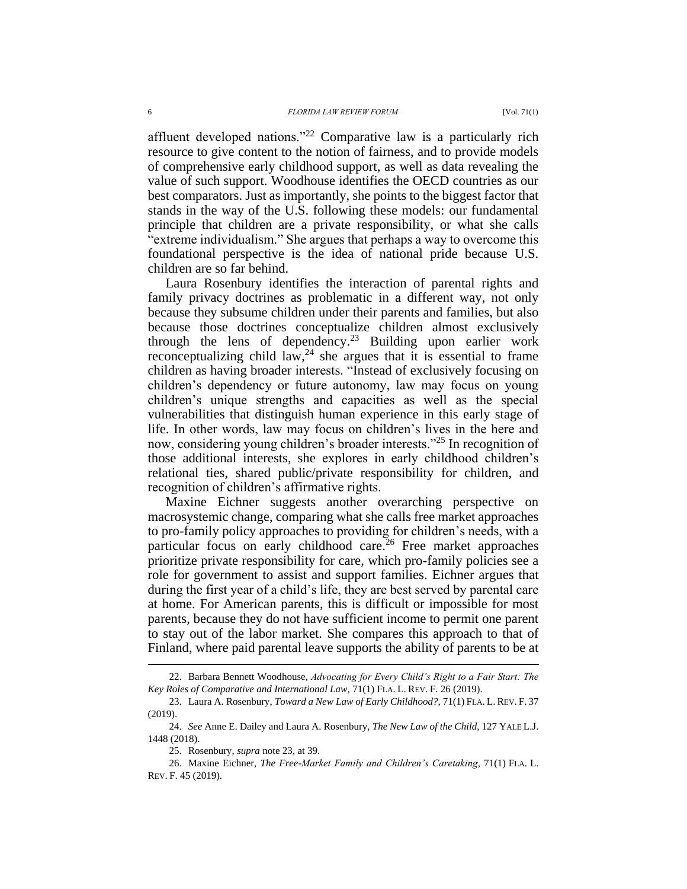affluent developed nations."[22] Comparative law is a particularly rich resource to give content to the notion of fairness, and to provide models of comprehensive early childhood support, as well as data revealing the value of such support. Woodhouse identifies the OECD countries as our best comparators. Just as importantly, she points to the biggest factor that stands in the way of the U.S. following these models: our fundamental principle that children are a private responsibility, or what she calls "extreme individualism." She argues that perhaps a way to overcome this foundational perspective is the idea of national pride because U.S. children are so far behind.

Laura Rosenbury identifies the interaction of parental rights and family privacy doctrines as problematic in a different way, not only because they subsume children under their parents and families, but also because those doctrines conceptualize children almost exclusively through the lens of dependency.[23] Building upon earlier work reconceptualizing child law,[24] she argues that it is essential to frame children as having broader interests. "Instead of exclusively focusing on children's dependency or future autonomy, law may focus on young children's unique strengths and capacities as well as the special vulnerabilities that distinguish human experience in this early stage of life. In other words, law may focus on children's lives in the here and now, considering young children's broader interests."[25] In recognition of those additional interests, she explores in early childhood children's relational ties, shared public/private responsibility for children, and recognition of children's affirmative rights.

Maxine Eichner suggests another overarching perspective on macrosystemic change, comparing what she calls free market approaches to pro-family policy approaches to providing for children's needs, with a particular focus on early childhood care.[26] Free market approaches prioritize private responsibility for care, which pro-family policies see a role for government to assist and support families. Eichner argues that during the first year of a child's life, they are best served by parental care at home. For American parents, this is difficult or impossible for most parents, because they do not have sufficient income to permit one parent to stay out of the labor market. She compares this approach to that of Finland, where paid parental leave supports the ability of parents to be at

---

22. Barbara Bennett Woodhouse, *Advocating for Every Child's Right to a Fair Start: The Key Roles of Comparative and International Law*, 71(1) FLA. L. REV. F. 26 (2019).

23. Laura A. Rosenbury, *Toward a New Law of Early Childhood?*, 71(1) FLA. L. REV. F. 37 (2019).

24. *See* Anne E. Dailey and Laura A. Rosenbury, *The New Law of the Child*, 127 YALE L.J. 1448 (2018).

25. Rosenbury, *supra* note 23, at 39.

26. Maxine Eichner, *The Free-Market Family and Children's Caretaking*, 71(1) FLA. L. REV. F. 45 (2019).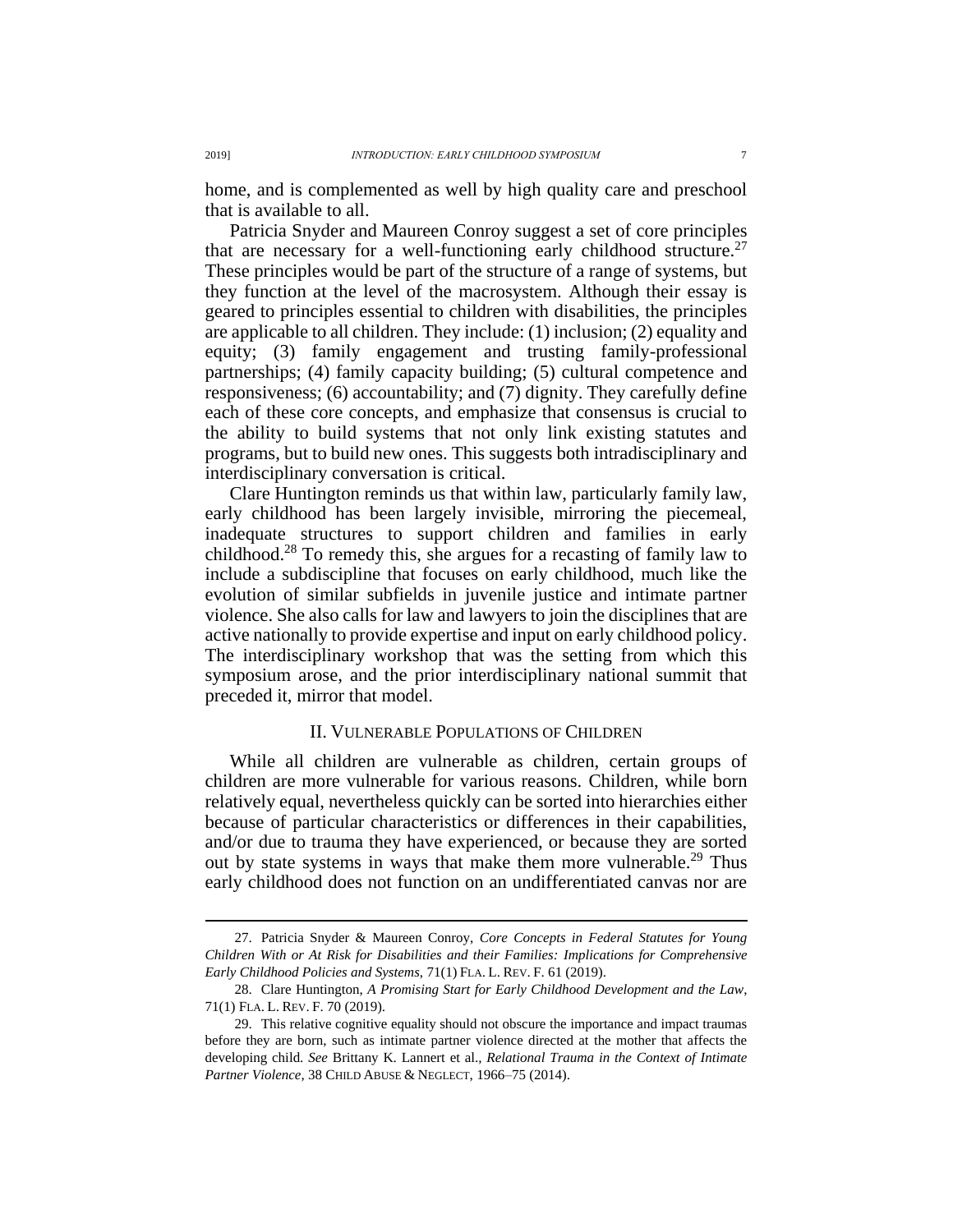home, and is complemented as well by high quality care and preschool that is available to all.

Patricia Snyder and Maureen Conroy suggest a set of core principles that are necessary for a well-functioning early childhood structure.[27] These principles would be part of the structure of a range of systems, but they function at the level of the macrosystem. Although their essay is geared to principles essential to children with disabilities, the principles are applicable to all children. They include: (1) inclusion; (2) equality and equity; (3) family engagement and trusting family-professional partnerships; (4) family capacity building; (5) cultural competence and responsiveness; (6) accountability; and (7) dignity. They carefully define each of these core concepts, and emphasize that consensus is crucial to the ability to build systems that not only link existing statutes and programs, but to build new ones. This suggests both intradisciplinary and interdisciplinary conversation is critical.

Clare Huntington reminds us that within law, particularly family law, early childhood has been largely invisible, mirroring the piecemeal, inadequate structures to support children and families in early childhood.[28] To remedy this, she argues for a recasting of family law to include a subdiscipline that focuses on early childhood, much like the evolution of similar subfields in juvenile justice and intimate partner violence. She also calls for law and lawyers to join the disciplines that are active nationally to provide expertise and input on early childhood policy. The interdisciplinary workshop that was the setting from which this symposium arose, and the prior interdisciplinary national summit that preceded it, mirror that model.

## II. Vulnerable Populations of Children

While all children are vulnerable as children, certain groups of children are more vulnerable for various reasons. Children, while born relatively equal, nevertheless quickly can be sorted into hierarchies either because of particular characteristics or differences in their capabilities, and/or due to trauma they have experienced, or because they are sorted out by state systems in ways that make them more vulnerable.[29] Thus early childhood does not function on an undifferentiated canvas nor are

---

27. Patricia Snyder & Maureen Conroy, *Core Concepts in Federal Statutes for Young Children With or At Risk for Disabilities and their Families: Implications for Comprehensive Early Childhood Policies and Systems*, 71(1) FLA. L. REV. F. 61 (2019).

28. Clare Huntington, *A Promising Start for Early Childhood Development and the Law*, 71(1) FLA. L. REV. F. 70 (2019).

29. This relative cognitive equality should not obscure the importance and impact traumas before they are born, such as intimate partner violence directed at the mother that affects the developing child. *See* Brittany K. Lannert et al., *Relational Trauma in the Context of Intimate Partner Violence*, 38 CHILD ABUSE & NEGLECT, 1966–75 (2014).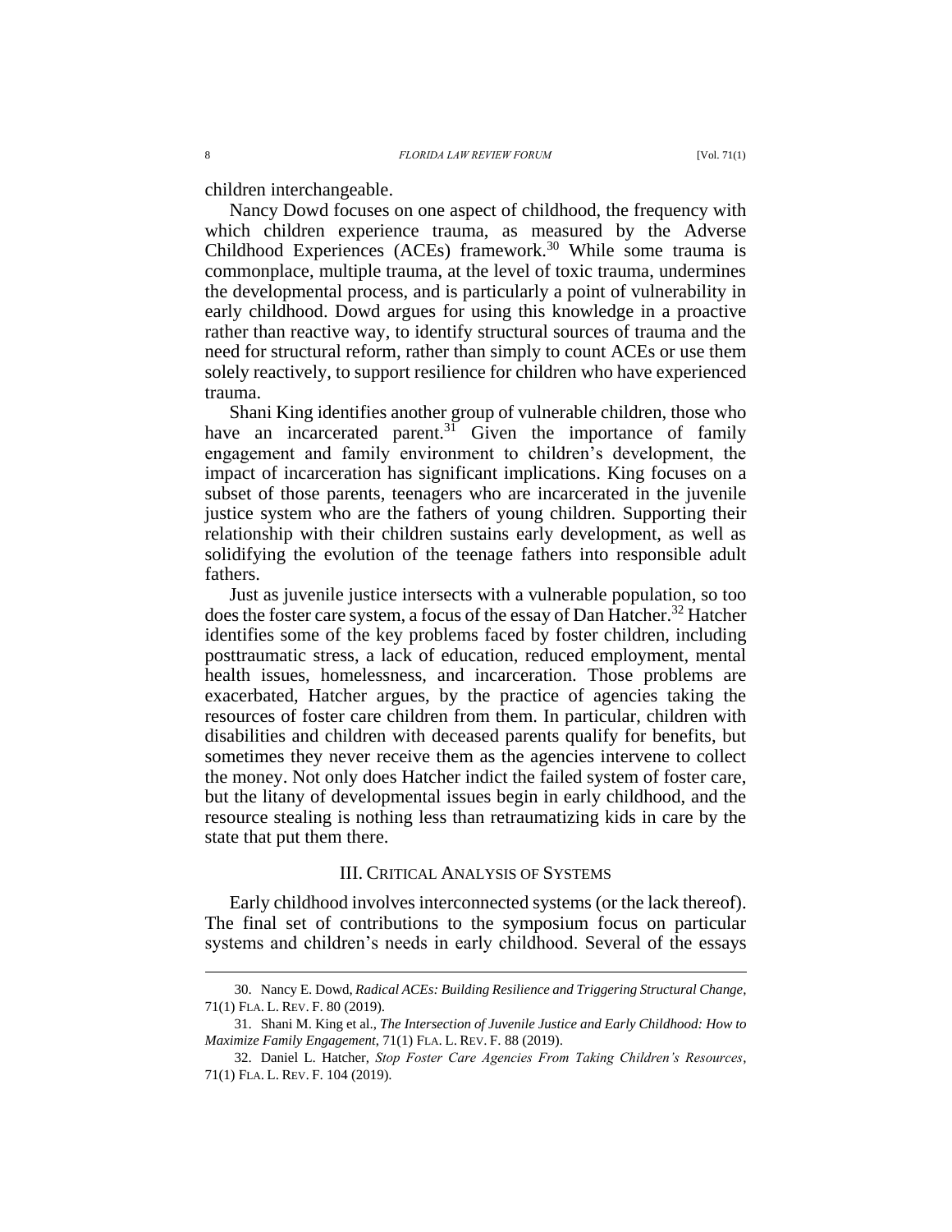children interchangeable.

Nancy Dowd focuses on one aspect of childhood, the frequency with which children experience trauma, as measured by the Adverse Childhood Experiences (ACEs) framework.[30] While some trauma is commonplace, multiple trauma, at the level of toxic trauma, undermines the developmental process, and is particularly a point of vulnerability in early childhood. Dowd argues for using this knowledge in a proactive rather than reactive way, to identify structural sources of trauma and the need for structural reform, rather than simply to count ACEs or use them solely reactively, to support resilience for children who have experienced trauma.

Shani King identifies another group of vulnerable children, those who have an incarcerated parent.[31] Given the importance of family engagement and family environment to children's development, the impact of incarceration has significant implications. King focuses on a subset of those parents, teenagers who are incarcerated in the juvenile justice system who are the fathers of young children. Supporting their relationship with their children sustains early development, as well as solidifying the evolution of the teenage fathers into responsible adult fathers.

Just as juvenile justice intersects with a vulnerable population, so too does the foster care system, a focus of the essay of Dan Hatcher.[32] Hatcher identifies some of the key problems faced by foster children, including posttraumatic stress, a lack of education, reduced employment, mental health issues, homelessness, and incarceration. Those problems are exacerbated, Hatcher argues, by the practice of agencies taking the resources of foster care children from them. In particular, children with disabilities and children with deceased parents qualify for benefits, but sometimes they never receive them as the agencies intervene to collect the money. Not only does Hatcher indict the failed system of foster care, but the litany of developmental issues begin in early childhood, and the resource stealing is nothing less than retraumatizing kids in care by the state that put them there.

## III. Critical Analysis of Systems

Early childhood involves interconnected systems (or the lack thereof). The final set of contributions to the symposium focus on particular systems and children's needs in early childhood. Several of the essays

---

30. Nancy E. Dowd, *Radical ACEs: Building Resilience and Triggering Structural Change*, 71(1) FLA. L. REV. F. 80 (2019).

31. Shani M. King et al., *The Intersection of Juvenile Justice and Early Childhood: How to Maximize Family Engagement*, 71(1) FLA. L. REV. F. 88 (2019).

32. Daniel L. Hatcher, *Stop Foster Care Agencies From Taking Children's Resources*, 71(1) FLA. L. REV. F. 104 (2019).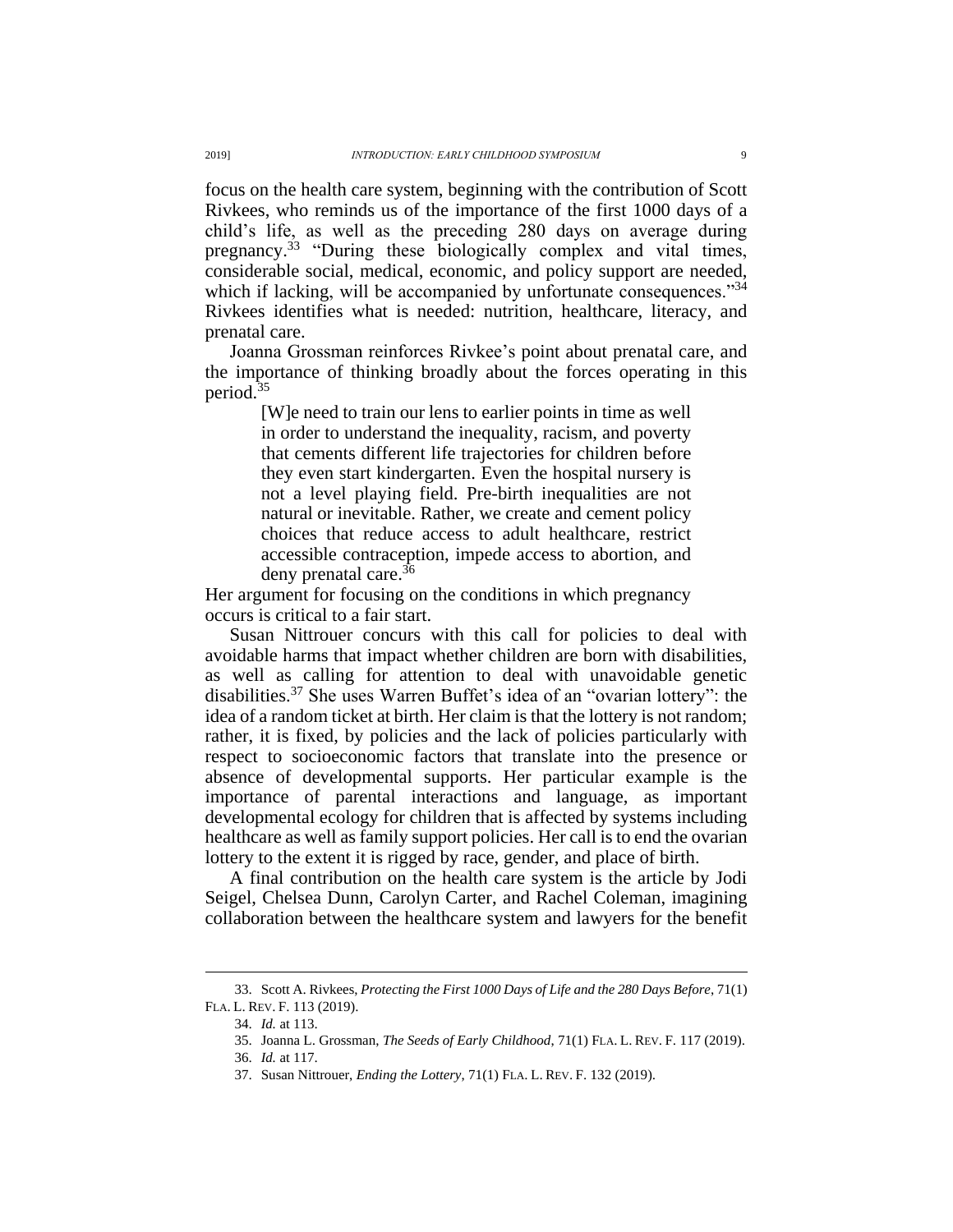focus on the health care system, beginning with the contribution of Scott Rivkees, who reminds us of the importance of the first 1000 days of a child's life, as well as the preceding 280 days on average during pregnancy.[33] "During these biologically complex and vital times, considerable social, medical, economic, and policy support are needed, which if lacking, will be accompanied by unfortunate consequences."[34] Rivkees identifies what is needed: nutrition, healthcare, literacy, and prenatal care.

Joanna Grossman reinforces Rivkee's point about prenatal care, and the importance of thinking broadly about the forces operating in this period.[35]

> [W]e need to train our lens to earlier points in time as well in order to understand the inequality, racism, and poverty that cements different life trajectories for children before they even start kindergarten. Even the hospital nursery is not a level playing field. Pre-birth inequalities are not natural or inevitable. Rather, we create and cement policy choices that reduce access to adult healthcare, restrict accessible contraception, impede access to abortion, and deny prenatal care.[36]

Her argument for focusing on the conditions in which pregnancy occurs is critical to a fair start.

Susan Nittrouer concurs with this call for policies to deal with avoidable harms that impact whether children are born with disabilities, as well as calling for attention to deal with unavoidable genetic disabilities.[37] She uses Warren Buffet's idea of an "ovarian lottery": the idea of a random ticket at birth. Her claim is that the lottery is not random; rather, it is fixed, by policies and the lack of policies particularly with respect to socioeconomic factors that translate into the presence or absence of developmental supports. Her particular example is the importance of parental interactions and language, as important developmental ecology for children that is affected by systems including healthcare as well as family support policies. Her call is to end the ovarian lottery to the extent it is rigged by race, gender, and place of birth.

A final contribution on the health care system is the article by Jodi Seigel, Chelsea Dunn, Carolyn Carter, and Rachel Coleman, imagining collaboration between the healthcare system and lawyers for the benefit

---

33. Scott A. Rivkees, *Protecting the First 1000 Days of Life and the 280 Days Before*, 71(1) FLA. L. REV. F. 113 (2019).

34. *Id.* at 113.

35. Joanna L. Grossman, *The Seeds of Early Childhood*, 71(1) FLA. L. REV. F. 117 (2019).

36. *Id.* at 117.

37. Susan Nittrouer, *Ending the Lottery*, 71(1) FLA. L. REV. F. 132 (2019).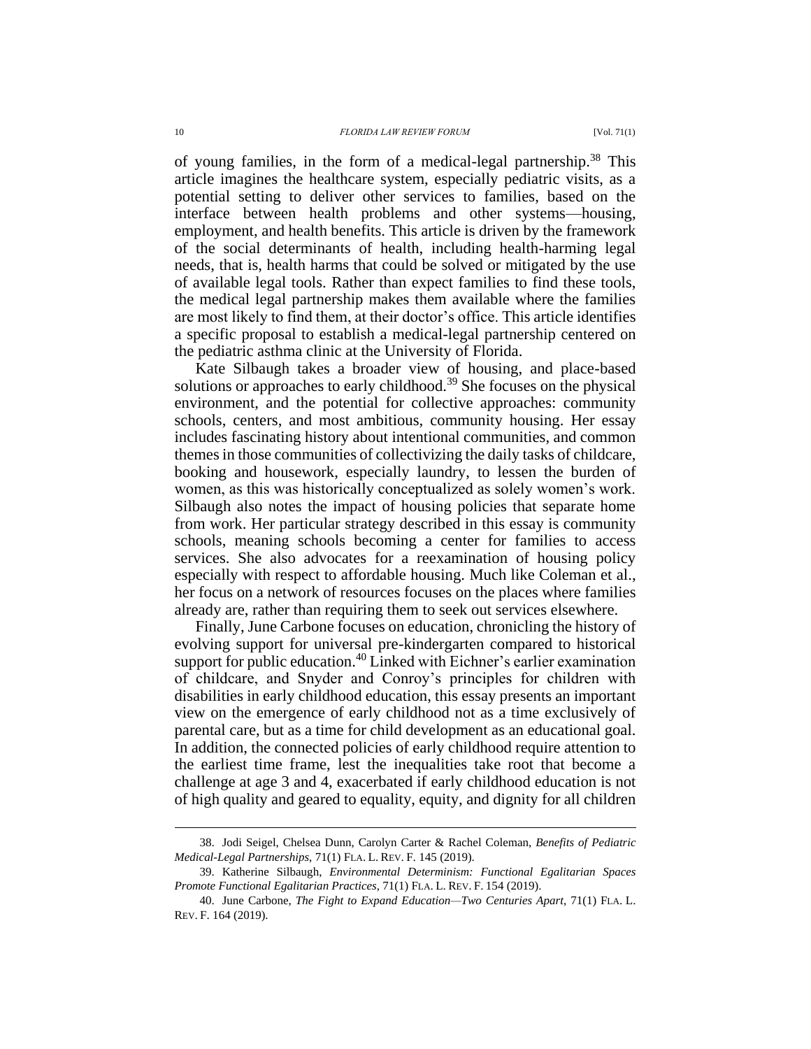of young families, in the form of a medical-legal partnership.[38] This article imagines the healthcare system, especially pediatric visits, as a potential setting to deliver other services to families, based on the interface between health problems and other systems—housing, employment, and health benefits. This article is driven by the framework of the social determinants of health, including health-harming legal needs, that is, health harms that could be solved or mitigated by the use of available legal tools. Rather than expect families to find these tools, the medical legal partnership makes them available where the families are most likely to find them, at their doctor's office. This article identifies a specific proposal to establish a medical-legal partnership centered on the pediatric asthma clinic at the University of Florida.

Kate Silbaugh takes a broader view of housing, and place-based solutions or approaches to early childhood.[39] She focuses on the physical environment, and the potential for collective approaches: community schools, centers, and most ambitious, community housing. Her essay includes fascinating history about intentional communities, and common themes in those communities of collectivizing the daily tasks of childcare, booking and housework, especially laundry, to lessen the burden of women, as this was historically conceptualized as solely women's work. Silbaugh also notes the impact of housing policies that separate home from work. Her particular strategy described in this essay is community schools, meaning schools becoming a center for families to access services. She also advocates for a reexamination of housing policy especially with respect to affordable housing. Much like Coleman et al., her focus on a network of resources focuses on the places where families already are, rather than requiring them to seek out services elsewhere.

Finally, June Carbone focuses on education, chronicling the history of evolving support for universal pre-kindergarten compared to historical support for public education.[40] Linked with Eichner's earlier examination of childcare, and Snyder and Conroy's principles for children with disabilities in early childhood education, this essay presents an important view on the emergence of early childhood not as a time exclusively of parental care, but as a time for child development as an educational goal. In addition, the connected policies of early childhood require attention to the earliest time frame, lest the inequalities take root that become a challenge at age 3 and 4, exacerbated if early childhood education is not of high quality and geared to equality, equity, and dignity for all children

---

38. Jodi Seigel, Chelsea Dunn, Carolyn Carter & Rachel Coleman, *Benefits of Pediatric Medical-Legal Partnerships*, 71(1) FLA. L. REV. F. 145 (2019).

39. Katherine Silbaugh, *Environmental Determinism: Functional Egalitarian Spaces Promote Functional Egalitarian Practices*, 71(1) FLA. L. REV. F. 154 (2019).

40. June Carbone, *The Fight to Expand Education—Two Centuries Apart*, 71(1) FLA. L. REV. F. 164 (2019).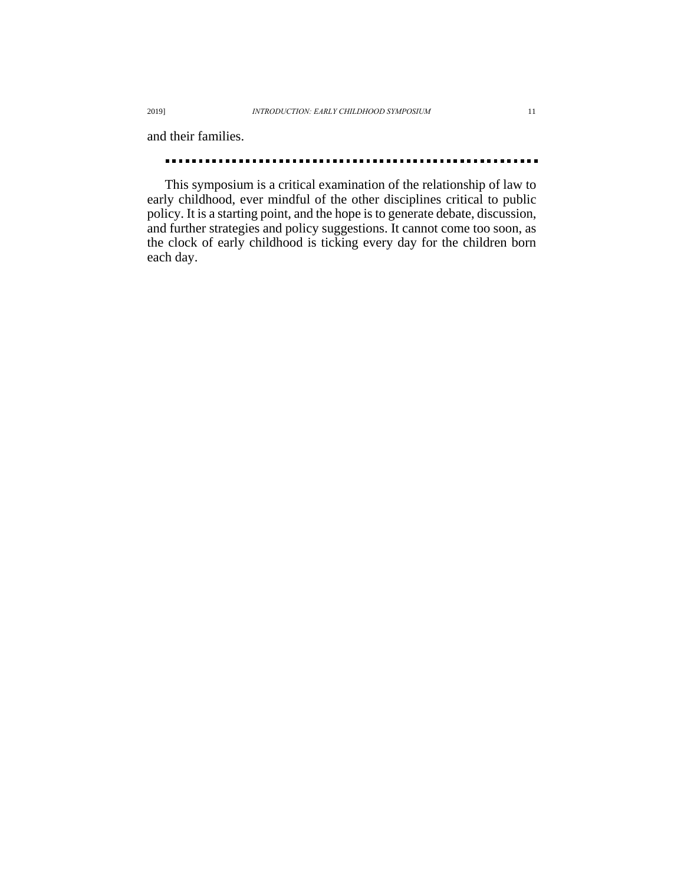and their families.

▪▪▪▪▪▪▪▪▪▪▪▪▪▪▪▪▪▪▪▪▪▪▪▪▪▪▪▪▪▪▪▪▪▪▪▪▪▪▪▪▪▪▪▪▪▪▪▪▪▪▪▪▪▪▪▪

This symposium is a critical examination of the relationship of law to early childhood, ever mindful of the other disciplines critical to public policy. It is a starting point, and the hope is to generate debate, discussion, and further strategies and policy suggestions. It cannot come too soon, as the clock of early childhood is ticking every day for the children born each day.